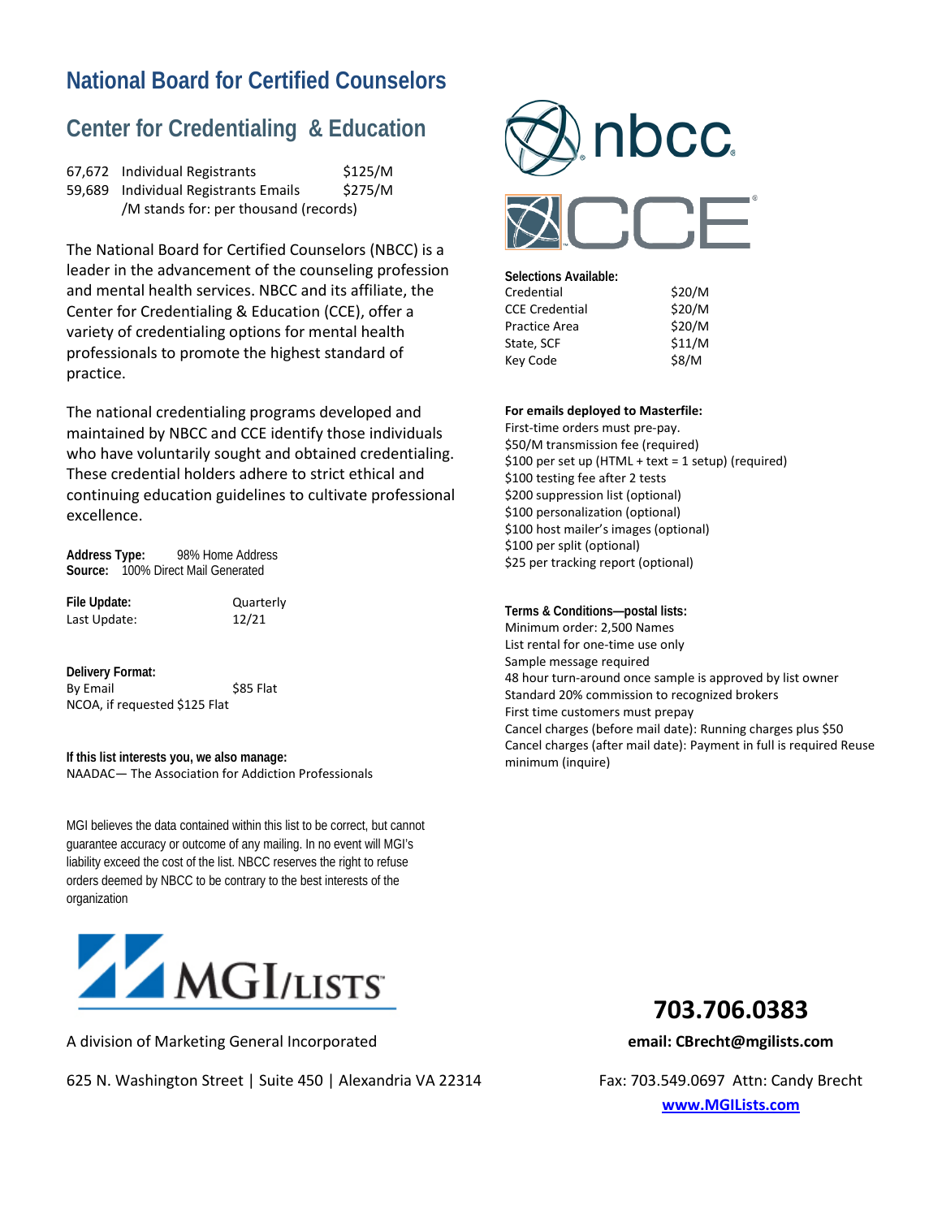# National Board for Certified Counselors

## Center for Credentialing & Education

| | | |
|---|---|---|
| 67,672 | Individual Registrants | $125/M |
| 59,689 | Individual Registrants Emails | $275/M |

/M stands for: per thousand (records)

The National Board for Certified Counselors (NBCC) is a leader in the advancement of the counseling profession and mental health services. NBCC and its affiliate, the Center for Credentialing & Education (CCE), offer a variety of credentialing options for mental health professionals to promote the highest standard of practice.

The national credentialing programs developed and maintained by NBCC and CCE identify those individuals who have voluntarily sought and obtained credentialing. These credential holders adhere to strict ethical and continuing education guidelines to cultivate professional excellence.

**Address Type:** 98% Home Address
**Source:** 100% Direct Mail Generated

**File Update:** Quarterly
Last Update: 12/21

**Delivery Format:**
By Email $85 Flat
NCOA, if requested $125 Flat

**If this list interests you, we also manage:**
NAADAC— The Association for Addiction Professionals

MGI believes the data contained within this list to be correct, but cannot guarantee accuracy or outcome of any mailing. In no event will MGI's liability exceed the cost of the list. NBCC reserves the right to refuse orders deemed by NBCC to be contrary to the best interests of the organization

**Selections Available:**

| | |
|---|---|
| Credential | $20/M |
| CCE Credential | $20/M |
| Practice Area | $20/M |
| State, SCF | $11/M |
| Key Code | $8/M |

**For emails deployed to Masterfile:**
First-time orders must pre-pay.
$50/M transmission fee (required)
$100 per set up (HTML + text = 1 setup) (required)
$100 testing fee after 2 tests
$200 suppression list (optional)
$100 personalization (optional)
$100 host mailer's images (optional)
$100 per split (optional)
$25 per tracking report (optional)

**Terms & Conditions—postal lists:**
Minimum order: 2,500 Names
List rental for one-time use only
Sample message required
48 hour turn-around once sample is approved by list owner
Standard 20% commission to recognized brokers
First time customers must prepay
Cancel charges (before mail date): Running charges plus $50
Cancel charges (after mail date): Payment in full is required Reuse minimum (inquire)

A division of Marketing General Incorporated

625 N. Washington Street | Suite 450 | Alexandria VA 22314

**703.706.0383**

**email: CBrecht@mgilists.com**

Fax: 703.549.0697 Attn: Candy Brecht

www.MGILists.com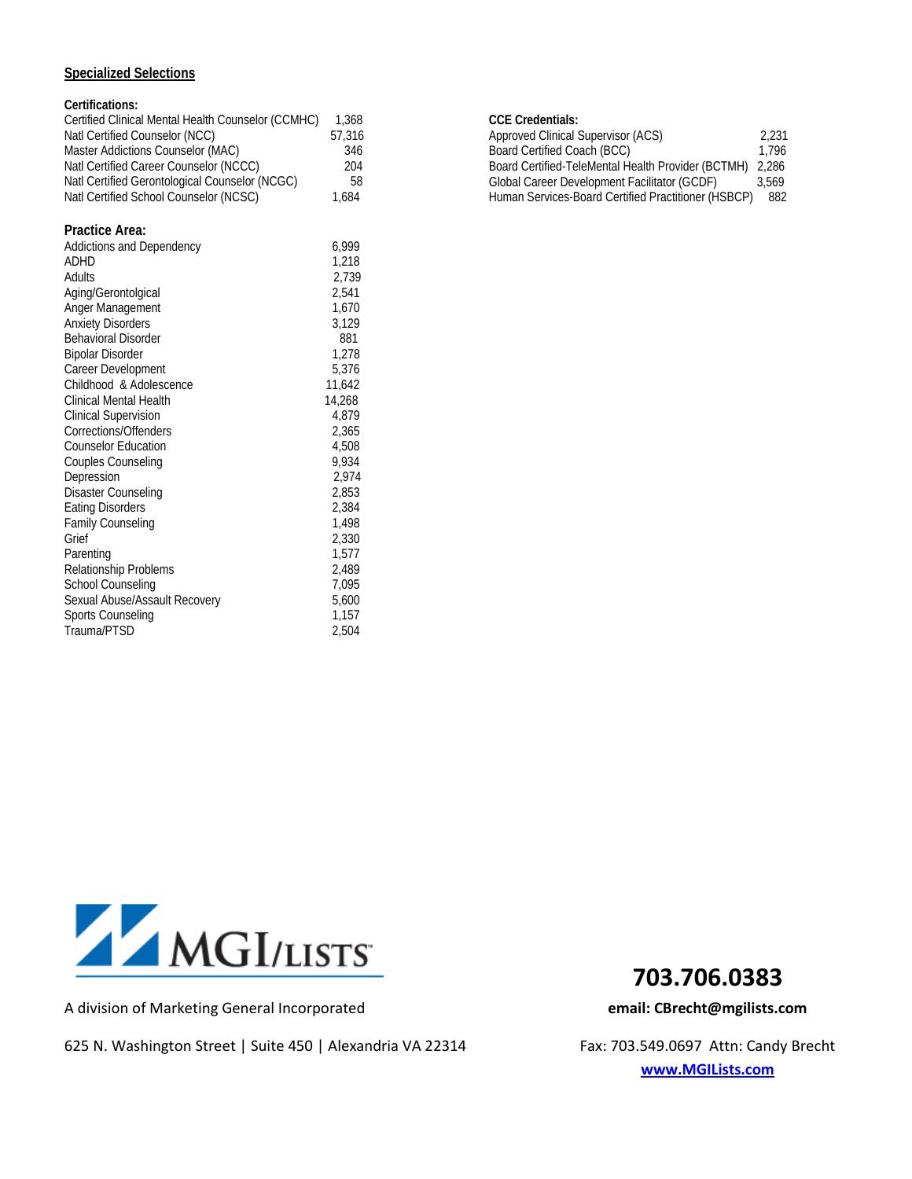## Specialized Selections

**Certifications:**

| | |
|---|---|
| Certified Clinical Mental Health Counselor (CCMHC) | 1,368 |
| Natl Certified Counselor (NCC) | 57,316 |
| Master Addictions Counselor (MAC) | 346 |
| Natl Certified Career Counselor (NCCC) | 204 |
| Natl Certified Gerontological Counselor (NCGC) | 58 |
| Natl Certified School Counselor (NCSC) | 1,684 |

**CCE Credentials:**

| | |
|---|---|
| Approved Clinical Supervisor (ACS) | 2,231 |
| Board Certified Coach (BCC) | 1,796 |
| Board Certified-TeleMental Health Provider (BCTMH) | 2,286 |
| Global Career Development Facilitator (GCDF) | 3,569 |
| Human Services-Board Certified Practitioner (HSBCP) | 882 |

**Practice Area:**

| | |
|---|---|
| Addictions and Dependency | 6,999 |
| ADHD | 1,218 |
| Adults | 2,739 |
| Aging/Gerontolgical | 2,541 |
| Anger Management | 1,670 |
| Anxiety Disorders | 3,129 |
| Behavioral Disorder | 881 |
| Bipolar Disorder | 1,278 |
| Career Development | 5,376 |
| Childhood & Adolescence | 11,642 |
| Clinical Mental Health | 14,268 |
| Clinical Supervision | 4,879 |
| Corrections/Offenders | 2,365 |
| Counselor Education | 4,508 |
| Couples Counseling | 9,934 |
| Depression | 2,974 |
| Disaster Counseling | 2,853 |
| Eating Disorders | 2,384 |
| Family Counseling | 1,498 |
| Grief | 2,330 |
| Parenting | 1,577 |
| Relationship Problems | 2,489 |
| School Counseling | 7,095 |
| Sexual Abuse/Assault Recovery | 5,600 |
| Sports Counseling | 1,157 |
| Trauma/PTSD | 2,504 |

MGI/LISTS

A division of Marketing General Incorporated

625 N. Washington Street | Suite 450 | Alexandria VA 22314

**703.706.0383**

**email: CBrecht@mgilists.com**

Fax: 703.549.0697 Attn: Candy Brecht

**www.MGILists.com**